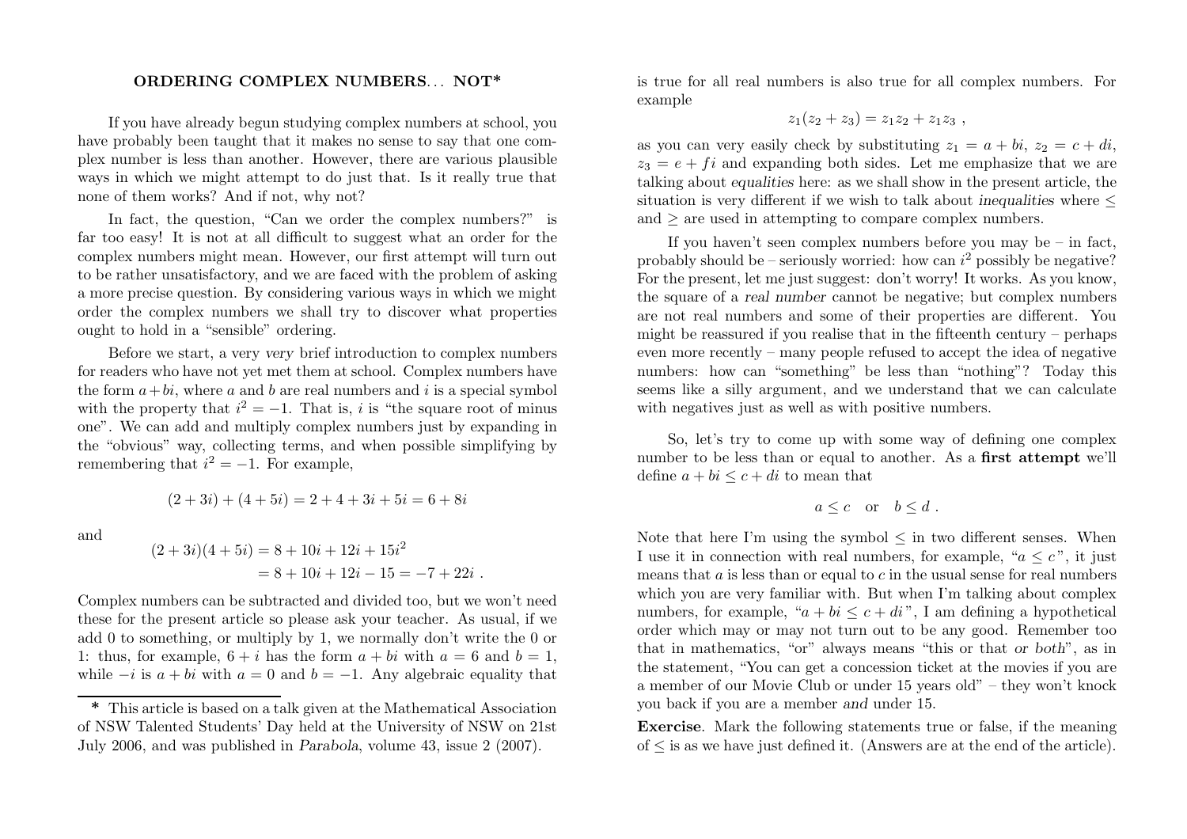# ORDERING COMPLEX NUMBERS... NOT*

If you have already begun studying complex numbers at school, you have probably been taught that it makes no sense to say that one complex number is less than another. However, there are various plausible ways in which we might attempt to do just that. Is it really true that none of them works? And if not, why not?

In fact, the question, "Can we order the complex numbers?" is far too easy! It is not at all difficult to suggest what an order for the complex numbers might mean. However, our first attempt will turn out to be rather unsatisfactory, and we are faced with the problem of asking a more precise question. By considering various ways in which we might order the complex numbers we shall try to discover what properties ought to hold in a "sensible" ordering.

Before we start, a very *very* brief introduction to complex numbers for readers who have not yet met them at school. Complex numbers have the form $a+bi$, where $a$ and $b$ are real numbers and $i$ is a special symbol with the property that $i^2 = -1$. That is, $i$ is "the square root of minus one". We can add and multiply complex numbers just by expanding in the "obvious" way, collecting terms, and when possible simplifying by remembering that $i^2 = -1$. For example,

$$(2+3i) + (4+5i) = 2+4+3i+5i = 6+8i$$

and

$$\begin{aligned}(2+3i)(4+5i) &= 8+10i+12i+15i^2 \\ &= 8+10i+12i-15 = -7+22i\ .\end{aligned}$$

Complex numbers can be subtracted and divided too, but we won't need these for the present article so please ask your teacher. As usual, if we add 0 to something, or multiply by 1, we normally don't write the 0 or 1: thus, for example, $6+i$ has the form $a+bi$ with $a=6$ and $b=1$, while $-i$ is $a+bi$ with $a=0$ and $b=-1$. Any algebraic equality that is true for all real numbers is also true for all complex numbers. For example

$$z_1(z_2+z_3) = z_1z_2 + z_1z_3\ ,$$

as you can very easily check by substituting $z_1 = a+bi$, $z_2 = c+di$, $z_3 = e+fi$ and expanding both sides. Let me emphasize that we are talking about *equalities* here: as we shall show in the present article, the situation is very different if we wish to talk about *inequalities* where $\le$ and $\ge$ are used in attempting to compare complex numbers.

If you haven't seen complex numbers before you may be – in fact, probably should be – seriously worried: how can $i^2$ possibly be negative? For the present, let me just suggest: don't worry! It works. As you know, the square of a *real number* cannot be negative; but complex numbers are not real numbers and some of their properties are different. You might be reassured if you realise that in the fifteenth century – perhaps even more recently – many people refused to accept the idea of negative numbers: how can "something" be less than "nothing"? Today this seems like a silly argument, and we understand that we can calculate with negatives just as well as with positive numbers.

So, let's try to come up with some way of defining one complex number to be less than or equal to another. As a **first attempt** we'll define $a+bi \le c+di$ to mean that

$$a \le c \quad \text{or} \quad b \le d\ .$$

Note that here I'm using the symbol $\le$ in two different senses. When I use it in connection with real numbers, for example, "$a \le c$", it just means that $a$ is less than or equal to $c$ in the usual sense for real numbers which you are very familiar with. But when I'm talking about complex numbers, for example, "$a+bi \le c+di$", I am defining a hypothetical order which may or may not turn out to be any good. Remember too that in mathematics, "or" always means "this or that *or both*", as in the statement, "You can get a concession ticket at the movies if you are a member of our Movie Club or under 15 years old" – they won't knock you back if you are a member *and* under 15.

**Exercise**. Mark the following statements true or false, if the meaning of $\le$ is as we have just defined it. (Answers are at the end of the article).

---

\* This article is based on a talk given at the Mathematical Association of NSW Talented Students' Day held at the University of NSW on 21st July 2006, and was published in *Parabola*, volume 43, issue 2 (2007).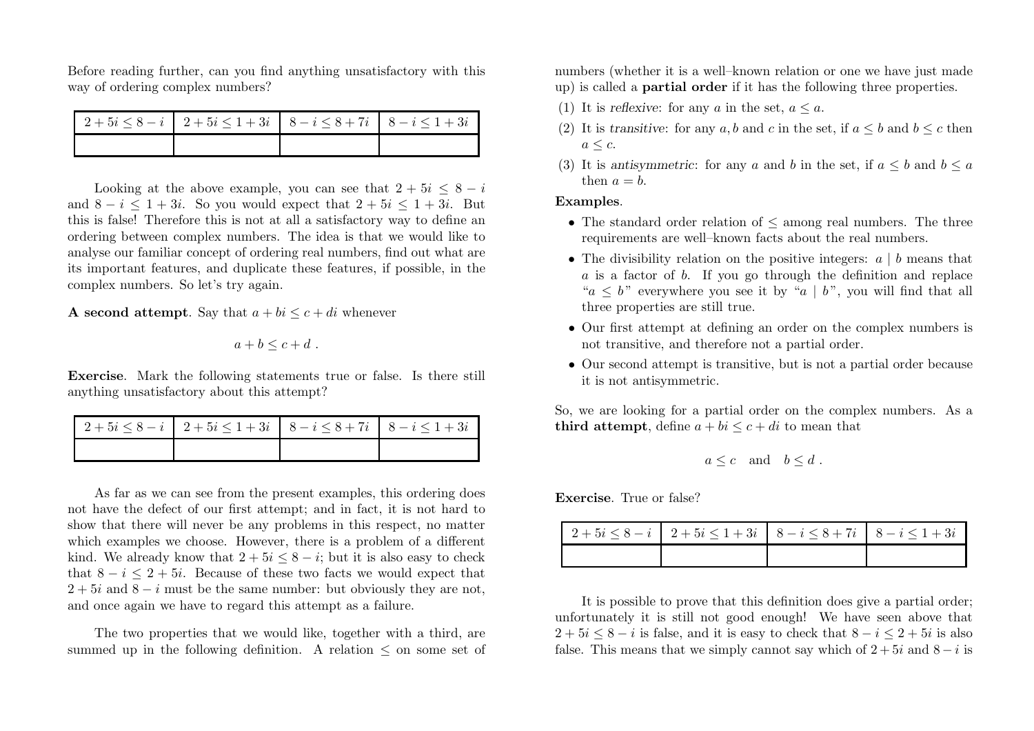Before reading further, can you find anything unsatisfactory with this way of ordering complex numbers?

| $2+5i \le 8-i$ | $2+5i \le 1+3i$ | $8-i \le 8+7i$ | $8-i \le 1+3i$ |
|---|---|---|---|
| | | | |

Looking at the above example, you can see that $2+5i \le 8-i$ and $8-i \le 1+3i$. So you would expect that $2+5i \le 1+3i$. But this is false! Therefore this is not at all a satisfactory way to define an ordering between complex numbers. The idea is that we would like to analyse our familiar concept of ordering real numbers, find out what are its important features, and duplicate these features, if possible, in the complex numbers. So let's try again.

**A second attempt**. Say that $a+bi \le c+di$ whenever

$$a+b \le c+d\ .$$

**Exercise**. Mark the following statements true or false. Is there still anything unsatisfactory about this attempt?

| $2+5i \le 8-i$ | $2+5i \le 1+3i$ | $8-i \le 8+7i$ | $8-i \le 1+3i$ |
|---|---|---|---|
| | | | |

As far as we can see from the present examples, this ordering does not have the defect of our first attempt; and in fact, it is not hard to show that there will never be any problems in this respect, no matter which examples we choose. However, there is a problem of a different kind. We already know that $2+5i \le 8-i$; but it is also easy to check that $8-i \le 2+5i$. Because of these two facts we would expect that $2+5i$ and $8-i$ must be the same number: but obviously they are not, and once again we have to regard this attempt as a failure.

The two properties that we would like, together with a third, are summed up in the following definition. A relation $\le$ on some set of numbers (whether it is a well–known relation or one we have just made up) is called a **partial order** if it has the following three properties.

(1) It is *reflexive*: for any $a$ in the set, $a \le a$.

(2) It is *transitive*: for any $a, b$ and $c$ in the set, if $a \le b$ and $b \le c$ then $a \le c$.

(3) It is *antisymmetric*: for any $a$ and $b$ in the set, if $a \le b$ and $b \le a$ then $a = b$.

**Examples**.

- The standard order relation of $\le$ among real numbers. The three requirements are well–known facts about the real numbers.
- The divisibility relation on the positive integers: $a \mid b$ means that $a$ is a factor of $b$. If you go through the definition and replace "$a \le b$" everywhere you see it by "$a \mid b$", you will find that all three properties are still true.
- Our first attempt at defining an order on the complex numbers is not transitive, and therefore not a partial order.
- Our second attempt is transitive, but is not a partial order because it is not antisymmetric.

So, we are looking for a partial order on the complex numbers. As a **third attempt**, define $a+bi \le c+di$ to mean that

$$a \le c \quad \text{and} \quad b \le d\ .$$

**Exercise**. True or false?

| $2+5i \le 8-i$ | $2+5i \le 1+3i$ | $8-i \le 8+7i$ | $8-i \le 1+3i$ |
|---|---|---|---|
| | | | |

It is possible to prove that this definition does give a partial order; unfortunately it is still not good enough! We have seen above that $2+5i \le 8-i$ is false, and it is easy to check that $8-i \le 2+5i$ is also false. This means that we simply cannot say which of $2+5i$ and $8-i$ is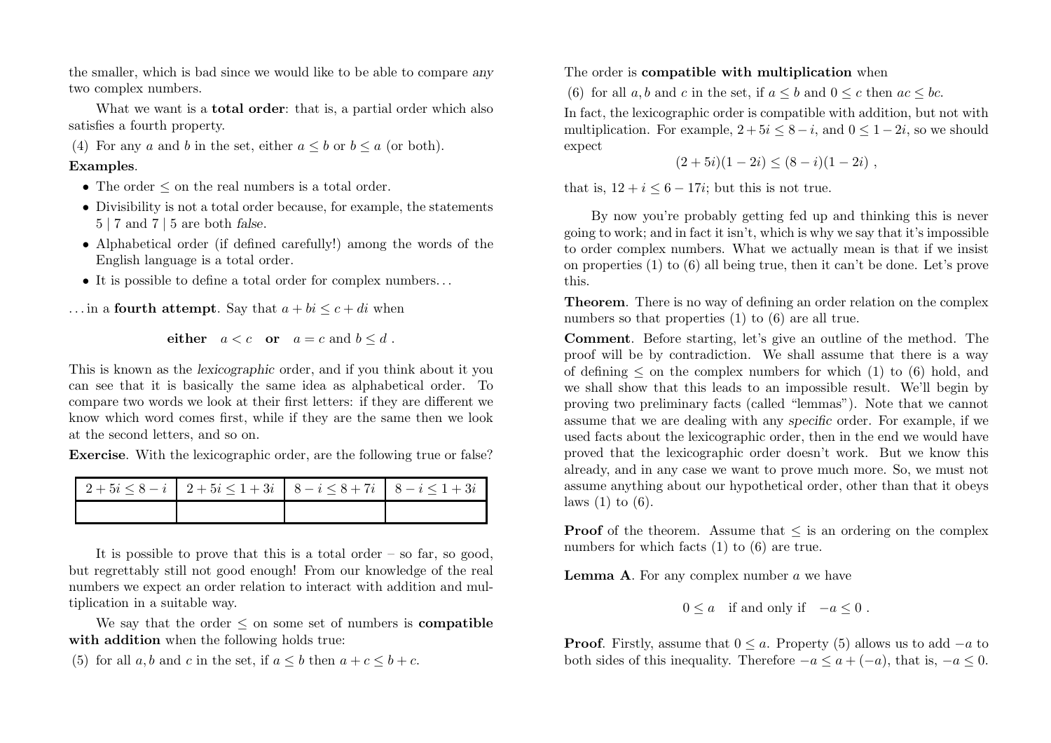the smaller, which is bad since we would like to be able to compare *any* two complex numbers.

What we want is a **total order**: that is, a partial order which also satisfies a fourth property.

(4) For any $a$ and $b$ in the set, either $a \leq b$ or $b \leq a$ (or both).

**Examples**.

- The order $\leq$ on the real numbers is a total order.
- Divisibility is not a total order because, for example, the statements $5 \mid 7$ and $7 \mid 5$ are both *false*.
- Alphabetical order (if defined carefully!) among the words of the English language is a total order.
- It is possible to define a total order for complex numbers. . .

. . . in a **fourth attempt**. Say that $a + bi \leq c + di$ when

$$\textbf{either} \quad a < c \quad \textbf{or} \quad a = c \text{ and } b \leq d \; .$$

This is known as the *lexicographic* order, and if you think about it you can see that it is basically the same idea as alphabetical order. To compare two words we look at their first letters: if they are different we know which word comes first, while if they are the same then we look at the second letters, and so on.

**Exercise**. With the lexicographic order, are the following true or false?

| $2 + 5i \leq 8 - i$ | $2 + 5i \leq 1 + 3i$ | $8 - i \leq 8 + 7i$ | $8 - i \leq 1 + 3i$ |
|---|---|---|---|
| | | | |

It is possible to prove that this is a total order – so far, so good, but regrettably still not good enough! From our knowledge of the real numbers we expect an order relation to interact with addition and multiplication in a suitable way.

We say that the order $\leq$ on some set of numbers is **compatible with addition** when the following holds true:

(5) for all $a, b$ and $c$ in the set, if $a \leq b$ then $a + c \leq b + c$.

The order is **compatible with multiplication** when

(6) for all $a, b$ and $c$ in the set, if $a \leq b$ and $0 \leq c$ then $ac \leq bc$.

In fact, the lexicographic order is compatible with addition, but not with multiplication. For example, $2 + 5i \leq 8 - i$, and $0 \leq 1 - 2i$, so we should expect

$$(2 + 5i)(1 - 2i) \leq (8 - i)(1 - 2i) \; ,$$

that is, $12 + i \leq 6 - 17i$; but this is not true.

By now you're probably getting fed up and thinking this is never going to work; and in fact it isn't, which is why we say that it's impossible to order complex numbers. What we actually mean is that if we insist on properties (1) to (6) all being true, then it can't be done. Let's prove this.

**Theorem**. There is no way of defining an order relation on the complex numbers so that properties (1) to (6) are all true.

**Comment**. Before starting, let's give an outline of the method. The proof will be by contradiction. We shall assume that there is a way of defining $\leq$ on the complex numbers for which (1) to (6) hold, and we shall show that this leads to an impossible result. We'll begin by proving two preliminary facts (called "lemmas"). Note that we cannot assume that we are dealing with any *specific* order. For example, if we used facts about the lexicographic order, then in the end we would have proved that the lexicographic order doesn't work. But we know this already, and in any case we want to prove much more. So, we must not assume anything about our hypothetical order, other than that it obeys laws (1) to (6).

**Proof** of the theorem. Assume that $\leq$ is an ordering on the complex numbers for which facts (1) to (6) are true.

**Lemma A**. For any complex number $a$ we have

$$0 \leq a \quad \text{if and only if} \quad -a \leq 0 \; .$$

**Proof**. Firstly, assume that $0 \leq a$. Property (5) allows us to add $-a$ to both sides of this inequality. Therefore $-a \leq a + (-a)$, that is, $-a \leq 0$.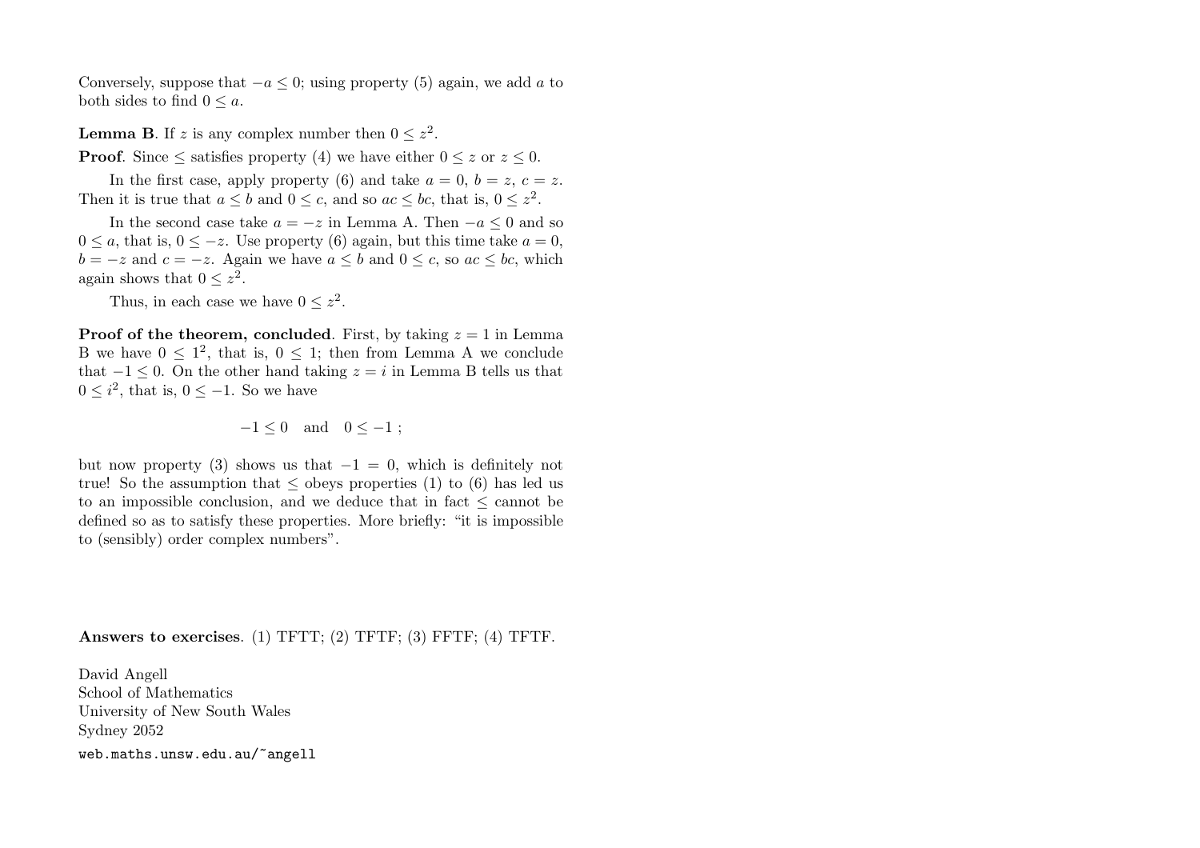Conversely, suppose that $-a \leq 0$; using property (5) again, we add $a$ to both sides to find $0 \leq a$.

**Lemma B**. If $z$ is any complex number then $0 \leq z^2$.

**Proof**. Since $\leq$ satisfies property (4) we have either $0 \leq z$ or $z \leq 0$.

In the first case, apply property (6) and take $a = 0$, $b = z$, $c = z$. Then it is true that $a \leq b$ and $0 \leq c$, and so $ac \leq bc$, that is, $0 \leq z^2$.

In the second case take $a = -z$ in Lemma A. Then $-a \leq 0$ and so $0 \leq a$, that is, $0 \leq -z$. Use property (6) again, but this time take $a = 0$, $b = -z$ and $c = -z$. Again we have $a \leq b$ and $0 \leq c$, so $ac \leq bc$, which again shows that $0 \leq z^2$.

Thus, in each case we have $0 \leq z^2$.

**Proof of the theorem, concluded**. First, by taking $z = 1$ in Lemma B we have $0 \leq 1^2$, that is, $0 \leq 1$; then from Lemma A we conclude that $-1 \leq 0$. On the other hand taking $z = i$ in Lemma B tells us that $0 \leq i^2$, that is, $0 \leq -1$. So we have

$$-1 \leq 0 \quad \text{and} \quad 0 \leq -1\ ;$$

but now property (3) shows us that $-1 = 0$, which is definitely not true! So the assumption that $\leq$ obeys properties (1) to (6) has led us to an impossible conclusion, and we deduce that in fact $\leq$ cannot be defined so as to satisfy these properties. More briefly: "it is impossible to (sensibly) order complex numbers".

**Answers to exercises**. (1) TFTT; (2) TFTF; (3) FFTF; (4) TFTF.

David Angell
School of Mathematics
University of New South Wales
Sydney 2052

web.maths.unsw.edu.au/~angell